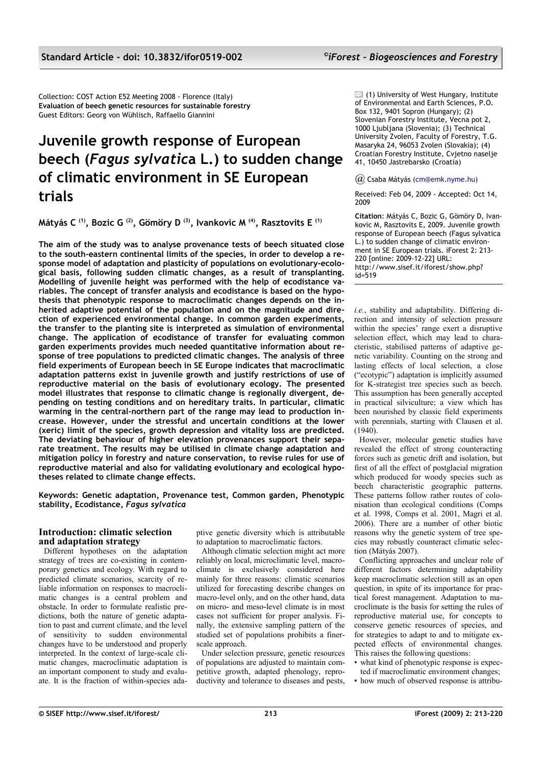Standard Article - doi: 10.3832/ifor0519-002

©iForest – Biogeosciences and Forestry

Collection: COST Action E52 Meeting 2008 - Florence (Italy)
**Evaluation of beech genetic resources for sustainable forestry**
Guest Editors: Georg von Wühlisch, Raffaello Giannini

# Juvenile growth response of European beech (*Fagus sylvatica* L.) to sudden change of climatic environment in SE European trials

**Mátyás C [(1)], Bozic G [(2)], Gömöry D [(3)], Ivankovic M [(4)], Rasztovits E [(1)]**

(1) University of West Hungary, Institute of Environmental and Earth Sciences, P.O. Box 132, 9401 Sopron (Hungary); (2) Slovenian Forestry Institute, Vecna pot 2, 1000 Ljubljana (Slovenia); (3) Technical University Zvolen, Faculty of Forestry, T.G. Masaryka 24, 96053 Zvolen (Slovakia); (4) Croatian Forestry Institute, Cvjetno naselje 41, 10450 Jastrebarsko (Croatia)

@ Csaba Mátyás (cm@emk.nyme.hu)

Received: Feb 04, 2009 - Accepted: Oct 14, 2009

**Citation**: Mátyás C, Bozic G, Gömöry D, Ivankovic M, Rasztovits E, 2009. Juvenile growth response of European beech (Fagus sylvatica L.) to sudden change of climatic environment in SE European trials. iForest 2: 213-220 [online: 2009-12-22] URL: http://www.sisef.it/iforest/show.php?id=519

**The aim of the study was to analyse provenance tests of beech situated close to the south-eastern continental limits of the species, in order to develop a response model of adaptation and plasticity of populations on evolutionary-ecological basis, following sudden climatic changes, as a result of transplanting. Modelling of juvenile height was performed with the help of ecodistance variables. The concept of transfer analysis and ecodistance is based on the hypothesis that phenotypic response to macroclimatic changes depends on the inherited adaptive potential of the population and on the magnitude and direction of experienced environmental change. In common garden experiments, the transfer to the planting site is interpreted as simulation of environmental change. The application of ecodistance of transfer for evaluating common garden experiments provides much needed quantitative information about response of tree populations to predicted climatic changes. The analysis of three field experiments of European beech in SE Europe indicates that macroclimatic adaptation patterns exist in juvenile growth and justify restrictions of use of reproductive material on the basis of evolutionary ecology. The presented model illustrates that response to climatic change is regionally divergent, depending on testing conditions and on hereditary traits. In particular, climatic warming in the central-northern part of the range may lead to production increase. However, under the stressful and uncertain conditions at the lower (xeric) limit of the species, growth depression and vitality loss are predicted. The deviating behaviour of higher elevation provenances support their separate treatment. The results may be utilised in climate change adaptation and mitigation policy in forestry and nature conservation, to revise rules for use of reproductive material and also for validating evolutionary and ecological hypotheses related to climate change effects.**

**Keywords: Genetic adaptation, Provenance test, Common garden, Phenotypic stability, Ecodistance, *Fagus sylvatica***

## Introduction: climatic selection and adaptation strategy

Different hypotheses on the adaptation strategy of trees are co-existing in contemporary genetics and ecology. With regard to predicted climate scenarios, scarcity of reliable information on responses to macroclimatic changes is a central problem and obstacle. In order to formulate realistic predictions, both the nature of genetic adaptation to past and current climate, and the level of sensitivity to sudden environmental changes have to be understood and properly interpreted. In the context of large-scale climatic changes, macroclimatic adaptation is an important component to study and evaluate. It is the fraction of within-species adaptive genetic diversity which is attributable to adaptation to macroclimatic factors.

Although climatic selection might act more reliably on local, microclimatic level, macroclimate is exclusively considered here mainly for three reasons: climatic scenarios utilized for forecasting describe changes on macro-level only, and on the other hand, data on micro- and meso-level climate is in most cases not sufficient for proper analysis. Finally, the extensive sampling pattern of the studied set of populations prohibits a finer-scale approach.

Under selection pressure, genetic resources of populations are adjusted to maintain competitive growth, adapted phenology, reproductivity and tolerance to diseases and pests, *i.e.*, stability and adaptability. Differing direction and intensity of selection pressure within the species' range exert a disruptive selection effect, which may lead to characteristic, stabilised patterns of adaptive genetic variability. Counting on the strong and lasting effects of local selection, a close ("ecotypic") adaptation is implicitly assumed for K-strategist tree species such as beech. This assumption has been generally accepted in practical silviculture; a view which has been nourished by classic field experiments with perennials, starting with Clausen et al. (1940).

However, molecular genetic studies have revealed the effect of strong counteracting forces such as genetic drift and isolation, but first of all the effect of postglacial migration which produced for woody species such as beech characteristic geographic patterns. These patterns follow rather routes of colonisation than ecological conditions (Comps et al. 1998, Comps et al. 2001, Magri et al. 2006). There are a number of other biotic reasons why the genetic system of tree species may robustly counteract climatic selection (Mátyás 2007).

Conflicting approaches and unclear role of different factors determining adaptability keep macroclimatic selection still as an open question, in spite of its importance for practical forest management. Adaptation to macroclimate is the basis for setting the rules of reproductive material use, for concepts to conserve genetic resources of species, and for strategies to adapt to and to mitigate expected effects of environmental changes. This raises the following questions:

- what kind of phenotypic response is expected if macroclimatic environment changes;
- how much of observed response is attribu-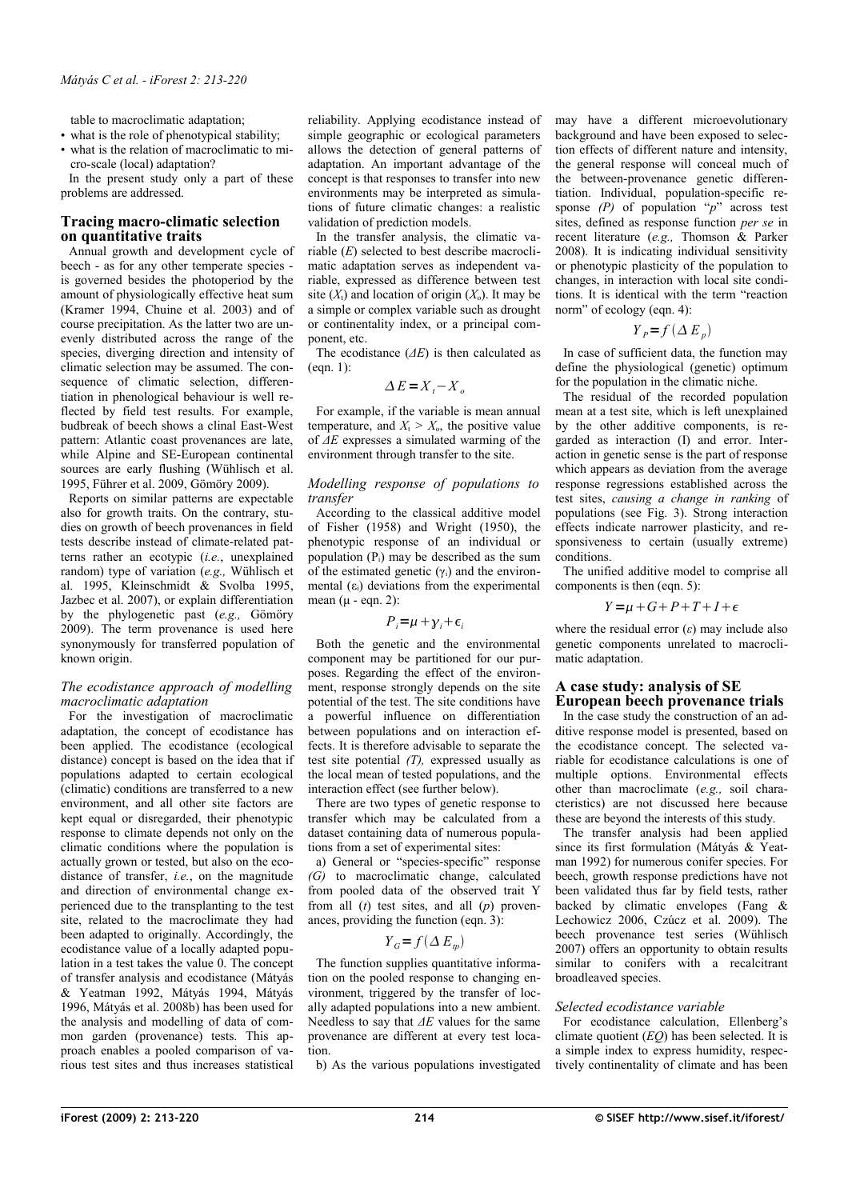table to macroclimatic adaptation;

- what is the role of phenotypical stability;
- what is the relation of macroclimatic to micro-scale (local) adaptation?

In the present study only a part of these problems are addressed.

## Tracing macro-climatic selection on quantitative traits

Annual growth and development cycle of beech - as for any other temperate species - is governed besides the photoperiod by the amount of physiologically effective heat sum (Kramer 1994, Chuine et al. 2003) and of course precipitation. As the latter two are unevenly distributed across the range of the species, diverging direction and intensity of climatic selection may be assumed. The consequence of climatic selection, differentiation in phenological behaviour is well reflected by field test results. For example, budbreak of beech shows a clinal East-West pattern: Atlantic coast provenances are late, while Alpine and SE-European continental sources are early flushing (Wühlisch et al. 1995, Führer et al. 2009, Gömöry 2009).

Reports on similar patterns are expectable also for growth traits. On the contrary, studies on growth of beech provenances in field tests describe instead of climate-related patterns rather an ecotypic (*i.e.*, unexplained random) type of variation (*e.g.,* Wühlisch et al. 1995, Kleinschmidt & Svolba 1995, Jazbec et al. 2007), or explain differentiation by the phylogenetic past (*e.g.,* Gömöry 2009). The term provenance is used here synonymously for transferred population of known origin.

### *The ecodistance approach of modelling macroclimatic adaptation*

For the investigation of macroclimatic adaptation, the concept of ecodistance has been applied. The ecodistance (ecological distance) concept is based on the idea that if populations adapted to certain ecological (climatic) conditions are transferred to a new environment, and all other site factors are kept equal or disregarded, their phenotypic response to climate depends not only on the climatic conditions where the population is actually grown or tested, but also on the ecodistance of transfer, *i.e.*, on the magnitude and direction of environmental change experienced due to the transplanting to the test site, related to the macroclimate they had been adapted to originally. Accordingly, the ecodistance value of a locally adapted population in a test takes the value 0. The concept of transfer analysis and ecodistance (Mátyás & Yeatman 1992, Mátyás 1994, Mátyás 1996, Mátyás et al. 2008b) has been used for the analysis and modelling of data of common garden (provenance) tests. This approach enables a pooled comparison of various test sites and thus increases statistical reliability. Applying ecodistance instead of simple geographic or ecological parameters allows the detection of general patterns of adaptation. An important advantage of the concept is that responses to transfer into new environments may be interpreted as simulations of future climatic changes: a realistic validation of prediction models.

In the transfer analysis, the climatic variable ($E$) selected to best describe macroclimatic adaptation serves as independent variable, expressed as difference between test site ($X_t$) and location of origin ($X_o$). It may be a simple or complex variable such as drought or continentality index, or a principal component, etc.

The ecodistance ($\Delta E$) is then calculated as (eqn. 1):

$$\Delta E = X_t - X_o$$

For example, if the variable is mean annual temperature, and $X_t > X_o$, the positive value of $\Delta E$ expresses a simulated warming of the environment through transfer to the site.

### *Modelling response of populations to transfer*

According to the classical additive model of Fisher (1958) and Wright (1950), the phenotypic response of an individual or population ($P_i$) may be described as the sum of the estimated genetic ($\gamma_i$) and the environmental ($\epsilon_i$) deviations from the experimental mean ($\mu$ - eqn. 2):

$$P_i = \mu + \gamma_i + \epsilon_i$$

Both the genetic and the environmental component may be partitioned for our purposes. Regarding the effect of the environment, response strongly depends on the site potential of the test. The site conditions have a powerful influence on differentiation between populations and on interaction effects. It is therefore advisable to separate the test site potential *(T),* expressed usually as the local mean of tested populations, and the interaction effect (see further below).

There are two types of genetic response to transfer which may be calculated from a dataset containing data of numerous populations from a set of experimental sites:

a) General or "species-specific" response *(G)* to macroclimatic change, calculated from pooled data of the observed trait Y from all (*t*) test sites, and all (*p*) provenances, providing the function (eqn. 3):

$$Y_G = f(\Delta E_{tp})$$

The function supplies quantitative information on the pooled response to changing environment, triggered by the transfer of locally adapted populations into a new ambient. Needless to say that $\Delta E$ values for the same provenance are different at every test location.

b) As the various populations investigated may have a different microevolutionary background and have been exposed to selection effects of different nature and intensity, the general response will conceal much of the between-provenance genetic differentiation. Individual, population-specific response *(P)* of population "*p*" across test sites, defined as response function *per se* in recent literature (*e.g.,* Thomson & Parker 2008). It is indicating individual sensitivity or phenotypic plasticity of the population to changes, in interaction with local site conditions. It is identical with the term "reaction norm" of ecology (eqn. 4):

$$Y_P = f(\Delta E_p)$$

In case of sufficient data, the function may define the physiological (genetic) optimum for the population in the climatic niche.

The residual of the recorded population mean at a test site, which is left unexplained by the other additive components, is regarded as interaction (I) and error. Interaction in genetic sense is the part of response which appears as deviation from the average response regressions established across the test sites, *causing a change in ranking* of populations (see Fig. 3). Strong interaction effects indicate narrower plasticity, and responsiveness to certain (usually extreme) conditions.

The unified additive model to comprise all components is then (eqn. 5):

$$Y = \mu + G + P + T + I + \epsilon$$

where the residual error ($\epsilon$) may include also genetic components unrelated to macroclimatic adaptation.

## A case study: analysis of SE European beech provenance trials

In the case study the construction of an additive response model is presented, based on the ecodistance concept. The selected variable for ecodistance calculations is one of multiple options. Environmental effects other than macroclimate (*e.g.,* soil characteristics) are not discussed here because these are beyond the interests of this study.

The transfer analysis had been applied since its first formulation (Mátyás & Yeatman 1992) for numerous conifer species. For beech, growth response predictions have not been validated thus far by field tests, rather backed by climatic envelopes (Fang & Lechowicz 2006, Czúcz et al. 2009). The beech provenance test series (Wühlisch 2007) offers an opportunity to obtain results similar to conifers with a recalcitrant broadleaved species.

### *Selected ecodistance variable*

For ecodistance calculation, Ellenberg's climate quotient ($EQ$) has been selected. It is a simple index to express humidity, respectively continentality of climate and has been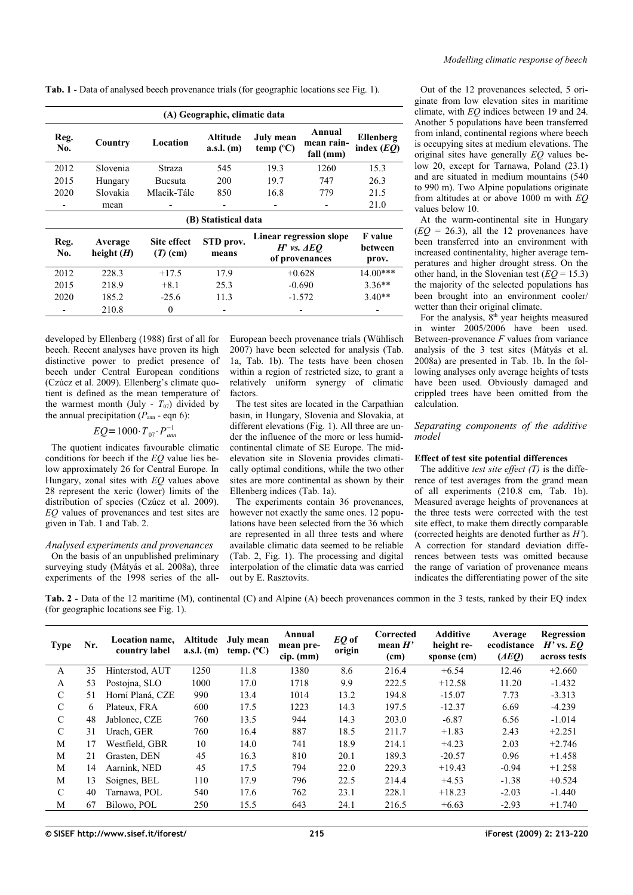**Tab. 1** - Data of analysed beech provenance trials (for geographic locations see Fig. 1).

| (A) Geographic, climatic data | | | | | | |
|---|---|---|---|---|---|---|
| Reg. No. | Country | Location | Altitude a.s.l. (m) | July mean temp (ºC) | Annual mean rainfall (mm) | Ellenberg index (*EQ*) |
| 2012 | Slovenia | Straza | 545 | 19.3 | 1260 | 15.3 |
| 2015 | Hungary | Bucsuta | 200 | 19.7 | 747 | 26.3 |
| 2020 | Slovakia | Mlacik-Tále | 850 | 16.8 | 779 | 21.5 |
| - | mean | - | - | - | - | 21.0 |

| (B) Statistical data | | | | | |
|---|---|---|---|---|---|
| Reg. No. | Average height (*H*) | Site effect (*T*) (cm) | STD prov. means | Linear regression slope *H'* vs. *ΔEQ* of provenances | F value between prov. |
| 2012 | 228.3 | +17.5 | 17.9 | +0.628 | 14.00*** |
| 2015 | 218.9 | +8.1 | 25.3 | -0.690 | 3.36** |
| 2020 | 185.2 | -25.6 | 11.3 | -1.572 | 3.40** |
| - | 210.8 | 0 | - | - | - |

developed by Ellenberg (1988) first of all for beech. Recent analyses have proven its high distinctive power to predict presence of beech under Central European conditions (Czúcz et al. 2009). Ellenberg's climate quotient is defined as the mean temperature of the warmest month (July - $T_{07}$) divided by the annual precipitation ($P_{ann}$ - eqn 6):

$$EQ = 1000 \cdot T_{07} \cdot P_{ann}^{-1}$$

The quotient indicates favourable climatic conditions for beech if the *EQ* value lies below approximately 26 for Central Europe. In Hungary, zonal sites with *EQ* values above 28 represent the xeric (lower) limits of the distribution of species (Czúcz et al. 2009). *EQ* values of provenances and test sites are given in Tab. 1 and Tab. 2.

### *Analysed experiments and provenances*

On the basis of an unpublished preliminary surveying study (Mátyás et al. 2008a), three experiments of the 1998 series of the all-European beech provenance trials (Wühlisch 2007) have been selected for analysis (Tab. 1a, Tab. 1b). The tests have been chosen within a region of restricted size, to grant a relatively uniform synergy of climatic factors.

The test sites are located in the Carpathian basin, in Hungary, Slovenia and Slovakia, at different elevations (Fig. 1). All three are under the influence of the more or less humid-continental climate of SE Europe. The mid-elevation site in Slovenia provides climatically optimal conditions, while the two other sites are more continental as shown by their Ellenberg indices (Tab. 1a).

The experiments contain 36 provenances, however not exactly the same ones. 12 populations have been selected from the 36 which are represented in all three tests and where available climatic data seemed to be reliable (Tab. 2, Fig. 1). The processing and digital interpolation of the climatic data was carried out by E. Rasztovits.

Out of the 12 provenances selected, 5 originate from low elevation sites in maritime climate, with *EQ* indices between 19 and 24. Another 5 populations have been transferred from inland, continental regions where beech is occupying sites at medium elevations. The original sites have generally *EQ* values below 20, except for Tarnawa, Poland (23.1) and are situated in medium mountains (540 to 990 m). Two Alpine populations originate from altitudes at or above 1000 m with *EQ* values below 10.

At the warm-continental site in Hungary (*EQ* = 26.3), all the 12 provenances have been transferred into an environment with increased continentality, higher average temperatures and higher drought stress. On the other hand, in the Slovenian test (*EQ* = 15.3) the majority of the selected populations has been brought into an environment cooler/wetter than their original climate.

For the analysis, 8th year heights measured in winter 2005/2006 have been used. Between-provenance *F* values from variance analysis of the 3 test sites (Mátyás et al. 2008a) are presented in Tab. 1b. In the following analyses only average heights of tests have been used. Obviously damaged and crippled trees have been omitted from the calculation.

### *Separating components of the additive model*

#### Effect of test site potential differences

The additive *test site effect (T)* is the difference of test averages from the grand mean of all experiments (210.8 cm, Tab. 1b). Measured average heights of provenances at the three tests were corrected with the test site effect, to make them directly comparable (corrected heights are denoted further as *H'*). A correction for standard deviation differences between tests was omitted because the range of variation of provenance means indicates the differentiating power of the site

**Tab. 2** - Data of the 12 maritime (M), continental (C) and Alpine (A) beech provenances common in the 3 tests, ranked by their EQ index (for geographic locations see Fig. 1).

| Type | Nr. | Location name, country label | Altitude a.s.l. (m) | July mean temp. (ºC) | Annual mean precip. (mm) | *EQ* of origin | Corrected mean *H'* (cm) | Additive height response (cm) | Average ecodistance (*ΔEQ*) | Regression *H'* vs. *EQ* across tests |
|---|---|---|---|---|---|---|---|---|---|---|
| A | 35 | Hinterstod, AUT | 1250 | 11.8 | 1380 | 8.6 | 216.4 | +6.54 | 12.46 | +2.660 |
| A | 53 | Postojna, SLO | 1000 | 17.0 | 1718 | 9.9 | 222.5 | +12.58 | 11.20 | -1.432 |
| C | 51 | Horní Planá, CZE | 990 | 13.4 | 1014 | 13.2 | 194.8 | -15.07 | 7.73 | -3.313 |
| C | 6 | Plateux, FRA | 600 | 17.5 | 1223 | 14.3 | 197.5 | -12.37 | 6.69 | -4.239 |
| C | 48 | Jablonec, CZE | 760 | 13.5 | 944 | 14.3 | 203.0 | -6.87 | 6.56 | -1.014 |
| C | 31 | Urach, GER | 760 | 16.4 | 887 | 18.5 | 211.7 | +1.83 | 2.43 | +2.251 |
| M | 17 | Westfield, GBR | 10 | 14.0 | 741 | 18.9 | 214.1 | +4.23 | 2.03 | +2.746 |
| M | 21 | Grasten, DEN | 45 | 16.3 | 810 | 20.1 | 189.3 | -20.57 | 0.96 | +1.458 |
| M | 14 | Aarnink, NED | 45 | 17.5 | 794 | 22.0 | 229.3 | +19.43 | -0.94 | +1.258 |
| M | 13 | Soignes, BEL | 110 | 17.9 | 796 | 22.5 | 214.4 | +4.53 | -1.38 | +0.524 |
| C | 40 | Tarnawa, POL | 540 | 17.6 | 762 | 23.1 | 228.1 | +18.23 | -2.03 | -1.440 |
| M | 67 | Bilowo, POL | 250 | 15.5 | 643 | 24.1 | 216.5 | +6.63 | -2.93 | +1.740 |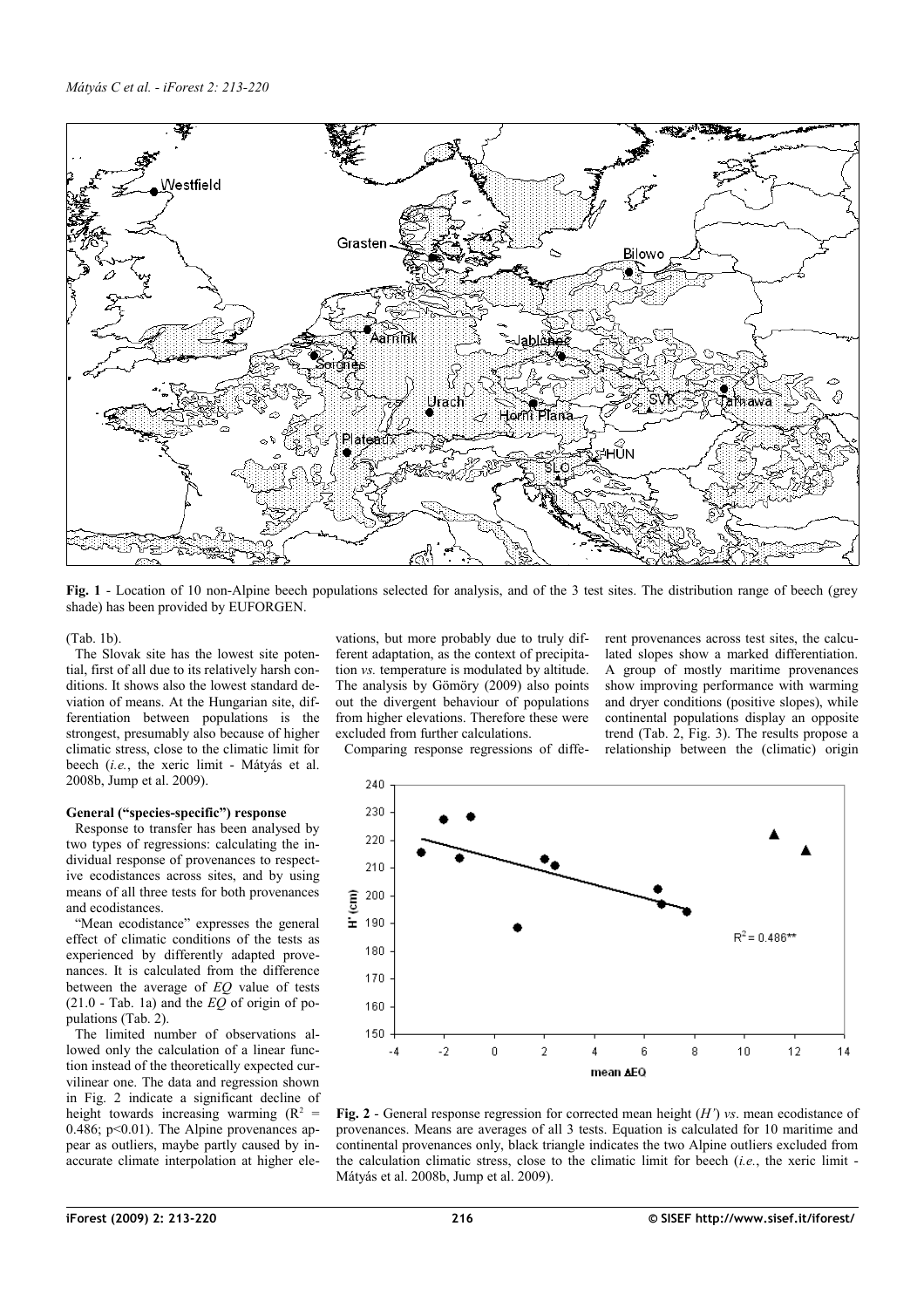**Fig. 1** - Location of 10 non-Alpine beech populations selected for analysis, and of the 3 test sites. The distribution range of beech (grey shade) has been provided by EUFORGEN.

(Tab. 1b).

The Slovak site has the lowest site potential, first of all due to its relatively harsh conditions. It shows also the lowest standard deviation of means. At the Hungarian site, differentiation between populations is the strongest, presumably also because of higher climatic stress, close to the climatic limit for beech (*i.e.*, the xeric limit - Mátyás et al. 2008b, Jump et al. 2009).

### General ("species-specific") response

Response to transfer has been analysed by two types of regressions: calculating the individual response of provenances to respective ecodistances across sites, and by using means of all three tests for both provenances and ecodistances.

"Mean ecodistance" expresses the general effect of climatic conditions of the tests as experienced by differently adapted provenances. It is calculated from the difference between the average of *EQ* value of tests (21.0 - Tab. 1a) and the *EQ* of origin of populations (Tab. 2).

The limited number of observations allowed only the calculation of a linear function instead of the theoretically expected curvilinear one. The data and regression shown in Fig. 2 indicate a significant decline of height towards increasing warming ($R^2$ = 0.486; $p<0.01$). The Alpine provenances appear as outliers, maybe partly caused by inaccurate climate interpolation at higher elevations, but more probably due to truly different adaptation, as the context of precipitation *vs.* temperature is modulated by altitude. The analysis by Gömöry (2009) also points out the divergent behaviour of populations from higher elevations. Therefore these were excluded from further calculations.

Comparing response regressions of different provenances across test sites, the calculated slopes show a marked differentiation. A group of mostly maritime provenances show improving performance with warming and dryer conditions (positive slopes), while continental populations display an opposite trend (Tab. 2, Fig. 3). The results propose a relationship between the (climatic) origin

**Fig. 2** - General response regression for corrected mean height (*H'*) *vs*. mean ecodistance of provenances. Means are averages of all 3 tests. Equation is calculated for 10 maritime and continental provenances only, black triangle indicates the two Alpine outliers excluded from the calculation climatic stress, close to the climatic limit for beech (*i.e.*, the xeric limit - Mátyás et al. 2008b, Jump et al. 2009).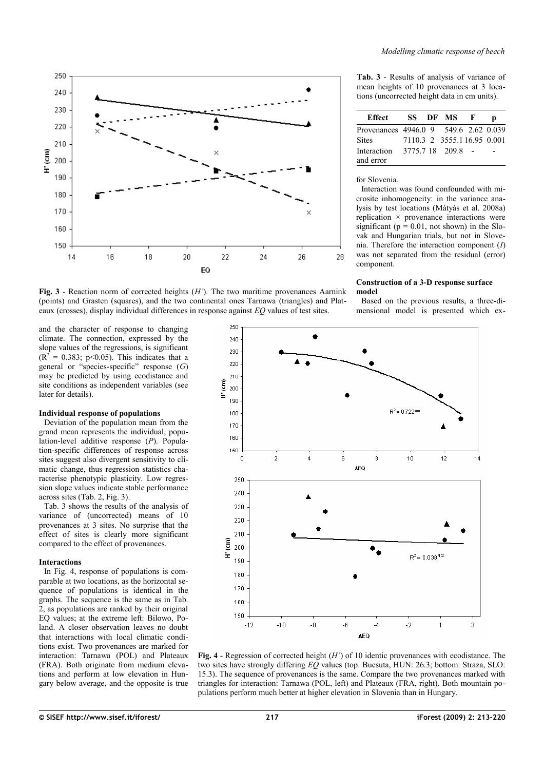**Fig. 3** - Reaction norm of corrected heights (*H'*). The two maritime provenances Aarnink (points) and Grasten (squares), and the two continental ones Tarnawa (triangles) and Plateaux (crosses), display individual differences in response against *EQ* values of test sites.

and the character of response to changing climate. The connection, expressed by the slope values of the regressions, is significant ($R^2$ = 0.383; p<0.05). This indicates that a general or "species-specific" response (*G*) may be predicted by using ecodistance and site conditions as independent variables (see later for details).

#### Individual response of populations

Deviation of the population mean from the grand mean represents the individual, population-level additive response (*P*). Population-specific differences of response across sites suggest also divergent sensitivity to climatic change, thus regression statistics characterise phenotypic plasticity. Low regression slope values indicate stable performance across sites (Tab. 2, Fig. 3).

Tab. 3 shows the results of the analysis of variance of (uncorrected) means of 10 provenances at 3 sites. No surprise that the effect of sites is clearly more significant compared to the effect of provenances.

#### Interactions

In Fig. 4, response of populations is comparable at two locations, as the horizontal sequence of populations is identical in the graphs. The sequence is the same as in Tab. 2, as populations are ranked by their original EQ values; at the extreme left: Bilowo, Poland. A closer observation leaves no doubt that interactions with local climatic conditions exist. Two provenances are marked for interaction: Tarnawa (POL) and Plateaux (FRA). Both originate from medium elevations and perform at low elevation in Hungary below average, and the opposite is true for Slovenia.

**Tab. 3** - Results of analysis of variance of mean heights of 10 provenances at 3 locations (uncorrected height data in cm units).

| Effect | SS | DF | MS | F | p |
|---|---|---|---|---|---|
| Provenances | 4946.0 | 9 | 549.6 | 2.62 | 0.039 |
| Sites | 7110.3 | 2 | 3555.1 | 16.95 | 0.001 |
| Interaction and error | 3775.7 | 18 | 209.8 | - | - |

Interaction was found confounded with microsite inhomogeneity: in the variance analysis by test locations (Mátyás et al. 2008a) replication × provenance interactions were significant (p = 0.01, not shown) in the Slovak and Hungarian trials, but not in Slovenia. Therefore the interaction component (*I*) was not separated from the residual (error) component.

#### Construction of a 3-D response surface model

Based on the previous results, a three-dimensional model is presented which ex-

**Fig. 4** - Regression of corrected height (*H'*) of 10 identic provenances with ecodistance. The two sites have strongly differing *EQ* values (top: Bucsuta, HUN: 26.3; bottom: Straza, SLO: 15.3). The sequence of provenances is the same. Compare the two provenances marked with triangles for interaction: Tarnawa (POL, left) and Plateaux (FRA, right). Both mountain populations perform much better at higher elevation in Slovenia than in Hungary.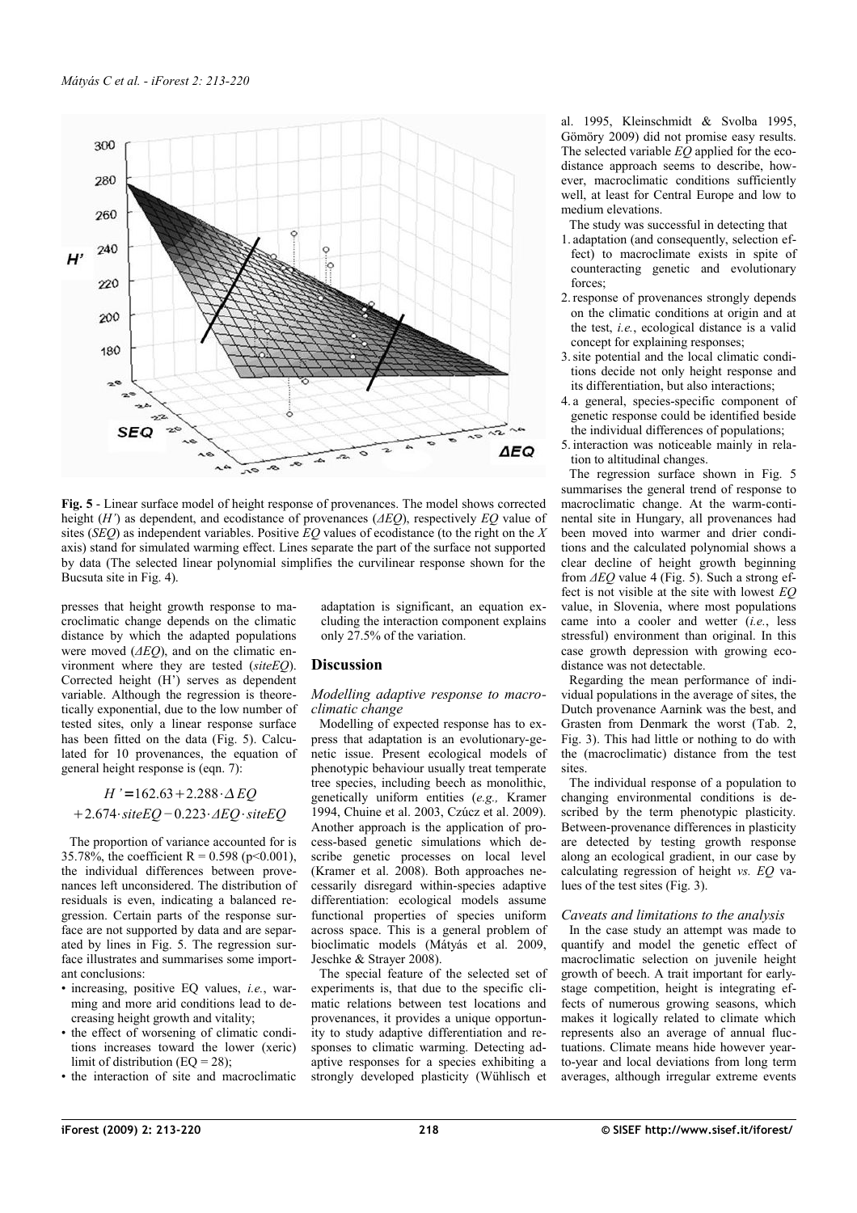**Fig. 5** - Linear surface model of height response of provenances. The model shows corrected height ($H'$) as dependent, and ecodistance of provenances ($\Delta EQ$), respectively $EQ$ value of sites ($SEQ$) as independent variables. Positive $EQ$ values of ecodistance (to the right on the $X$ axis) stand for simulated warming effect. Lines separate the part of the surface not supported by data (The selected linear polynomial simplifies the curvilinear response shown for the Bucsuta site in Fig. 4).

presses that height growth response to macroclimatic change depends on the climatic distance by which the adapted populations were moved ($\Delta EQ$), and on the climatic environment where they are tested ($siteEQ$). Corrected height (H') serves as dependent variable. Although the regression is theoretically exponential, due to the low number of tested sites, only a linear response surface has been fitted on the data (Fig. 5). Calculated for 10 provenances, the equation of general height response is (eqn. 7):

$$H' = 162.63 + 2.288 \cdot \Delta EQ + 2.674 \cdot siteEQ - 0.223 \cdot \Delta EQ \cdot siteEQ$$

The proportion of variance accounted for is 35.78%, the coefficient $R = 0.598$ ($p<0.001$), the individual differences between provenances left unconsidered. The distribution of residuals is even, indicating a balanced regression. Certain parts of the response surface are not supported by data and are separated by lines in Fig. 5. The regression surface illustrates and summarises some important conclusions:

- increasing, positive EQ values, *i.e.*, warming and more arid conditions lead to decreasing height growth and vitality;
- the effect of worsening of climatic conditions increases toward the lower (xeric) limit of distribution (EQ = 28);
- the interaction of site and macroclimatic adaptation is significant, an equation excluding the interaction component explains only 27.5% of the variation.

## Discussion

### Modelling adaptive response to macroclimatic change

Modelling of expected response has to express that adaptation is an evolutionary-genetic issue. Present ecological models of phenotypic behaviour usually treat temperate tree species, including beech as monolithic, genetically uniform entities (*e.g.,* Kramer 1994, Chuine et al. 2003, Czúcz et al. 2009). Another approach is the application of process-based genetic simulations which describe genetic processes on local level (Kramer et al. 2008). Both approaches necessarily disregard within-species adaptive differentiation: ecological models assume functional properties of species uniform across space. This is a general problem of bioclimatic models (Mátyás et al. 2009, Jeschke & Strayer 2008).

The special feature of the selected set of experiments is, that due to the specific climatic relations between test locations and provenances, it provides a unique opportunity to study adaptive differentiation and responses to climatic warming. Detecting adaptive responses for a species exhibiting a strongly developed plasticity (Wühlisch et al. 1995, Kleinschmidt & Svolba 1995, Gömöry 2009) did not promise easy results. The selected variable *EQ* applied for the ecodistance approach seems to describe, however, macroclimatic conditions sufficiently well, at least for Central Europe and low to medium elevations.

The study was successful in detecting that

1. adaptation (and consequently, selection effect) to macroclimate exists in spite of counteracting genetic and evolutionary forces;
2. response of provenances strongly depends on the climatic conditions at origin and at the test, *i.e.*, ecological distance is a valid concept for explaining responses;
3. site potential and the local climatic conditions decide not only height response and its differentiation, but also interactions;
4. a general, species-specific component of genetic response could be identified beside the individual differences of populations;
5. interaction was noticeable mainly in relation to altitudinal changes.

The regression surface shown in Fig. 5 summarises the general trend of response to macroclimatic change. At the warm-continental site in Hungary, all provenances had been moved into warmer and drier conditions and the calculated polynomial shows a clear decline of height growth beginning from $\Delta EQ$ value 4 (Fig. 5). Such a strong effect is not visible at the site with lowest *EQ* value, in Slovenia, where most populations came into a cooler and wetter (*i.e.*, less stressful) environment than original. In this case growth depression with growing ecodistance was not detectable.

Regarding the mean performance of individual populations in the average of sites, the Dutch provenance Aarnink was the best, and Grasten from Denmark the worst (Tab. 2, Fig. 3). This had little or nothing to do with the (macroclimatic) distance from the test sites.

The individual response of a population to changing environmental conditions is described by the term phenotypic plasticity. Between-provenance differences in plasticity are detected by testing growth response along an ecological gradient, in our case by calculating regression of height *vs. EQ* values of the test sites (Fig. 3).

### Caveats and limitations to the analysis

In the case study an attempt was made to quantify and model the genetic effect of macroclimatic selection on juvenile height growth of beech. A trait important for early-stage competition, height is integrating effects of numerous growing seasons, which makes it logically related to climate which represents also an average of annual fluctuations. Climate means hide however year-to-year and local deviations from long term averages, although irregular extreme events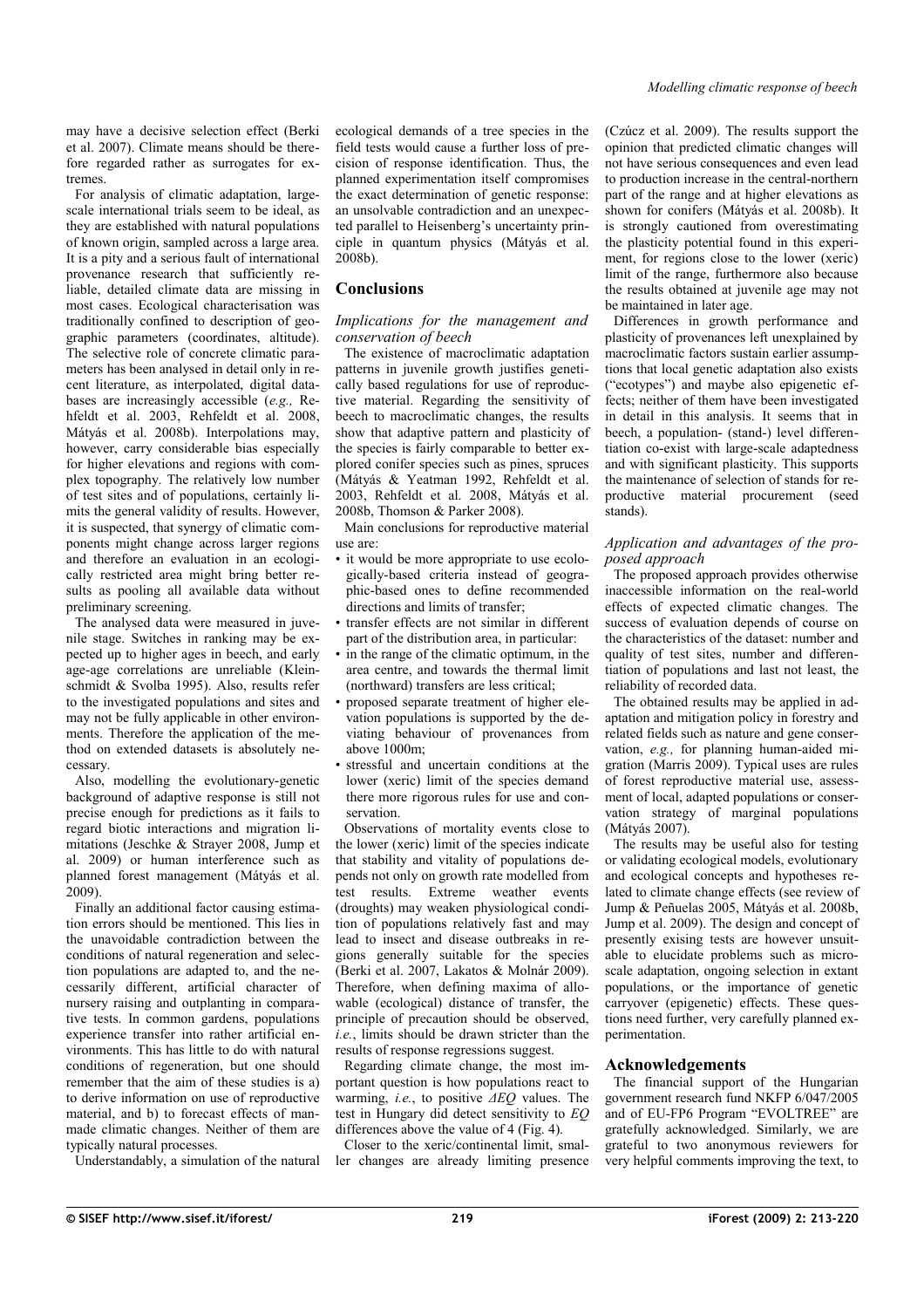may have a decisive selection effect (Berki et al. 2007). Climate means should be therefore regarded rather as surrogates for extremes.

For analysis of climatic adaptation, large-scale international trials seem to be ideal, as they are established with natural populations of known origin, sampled across a large area. It is a pity and a serious fault of international provenance research that sufficiently reliable, detailed climate data are missing in most cases. Ecological characterisation was traditionally confined to description of geographic parameters (coordinates, altitude). The selective role of concrete climatic parameters has been analysed in detail only in recent literature, as interpolated, digital databases are increasingly accessible (*e.g.,* Rehfeldt et al. 2003, Rehfeldt et al. 2008, Mátyás et al. 2008b). Interpolations may, however, carry considerable bias especially for higher elevations and regions with complex topography. The relatively low number of test sites and of populations, certainly limits the general validity of results. However, it is suspected, that synergy of climatic components might change across larger regions and therefore an evaluation in an ecologically restricted area might bring better results as pooling all available data without preliminary screening.

The analysed data were measured in juvenile stage. Switches in ranking may be expected up to higher ages in beech, and early age-age correlations are unreliable (Kleinschmidt & Svolba 1995). Also, results refer to the investigated populations and sites and may not be fully applicable in other environments. Therefore the application of the method on extended datasets is absolutely necessary.

Also, modelling the evolutionary-genetic background of adaptive response is still not precise enough for predictions as it fails to regard biotic interactions and migration limitations (Jeschke & Strayer 2008, Jump et al. 2009) or human interference such as planned forest management (Mátyás et al. 2009).

Finally an additional factor causing estimation errors should be mentioned. This lies in the unavoidable contradiction between the conditions of natural regeneration and selection populations are adapted to, and the necessarily different, artificial character of nursery raising and outplanting in comparative tests. In common gardens, populations experience transfer into rather artificial environments. This has little to do with natural conditions of regeneration, but one should remember that the aim of these studies is a) to derive information on use of reproductive material, and b) to forecast effects of man-made climatic changes. Neither of them are typically natural processes.

Understandably, a simulation of the natural ecological demands of a tree species in the field tests would cause a further loss of precision of response identification. Thus, the planned experimentation itself compromises the exact determination of genetic response: an unsolvable contradiction and an unexpected parallel to Heisenberg's uncertainty principle in quantum physics (Mátyás et al. 2008b).

## Conclusions

### *Implications for the management and conservation of beech*

The existence of macroclimatic adaptation patterns in juvenile growth justifies genetically based regulations for use of reproductive material. Regarding the sensitivity of beech to macroclimatic changes, the results show that adaptive pattern and plasticity of the species is fairly comparable to better explored conifer species such as pines, spruces (Mátyás & Yeatman 1992, Rehfeldt et al. 2003, Rehfeldt et al. 2008, Mátyás et al. 2008b, Thomson & Parker 2008).

Main conclusions for reproductive material use are:

- it would be more appropriate to use ecologically-based criteria instead of geographic-based ones to define recommended directions and limits of transfer;
- transfer effects are not similar in different part of the distribution area, in particular:
- in the range of the climatic optimum, in the area centre, and towards the thermal limit (northward) transfers are less critical;
- proposed separate treatment of higher elevation populations is supported by the deviating behaviour of provenances from above 1000m;
- stressful and uncertain conditions at the lower (xeric) limit of the species demand there more rigorous rules for use and conservation.

Observations of mortality events close to the lower (xeric) limit of the species indicate that stability and vitality of populations depends not only on growth rate modelled from test results. Extreme weather events (droughts) may weaken physiological condition of populations relatively fast and may lead to insect and disease outbreaks in regions generally suitable for the species (Berki et al. 2007, Lakatos & Molnár 2009). Therefore, when defining maxima of allowable (ecological) distance of transfer, the principle of precaution should be observed, *i.e.*, limits should be drawn stricter than the results of response regressions suggest.

Regarding climate change, the most important question is how populations react to warming, *i.e.*, to positive $\Delta EQ$ values. The test in Hungary did detect sensitivity to $EQ$ differences above the value of 4 (Fig. 4).

Closer to the xeric/continental limit, smaller changes are already limiting presence (Czúcz et al. 2009). The results support the opinion that predicted climatic changes will not have serious consequences and even lead to production increase in the central-northern part of the range and at higher elevations as shown for conifers (Mátyás et al. 2008b). It is strongly cautioned from overestimating the plasticity potential found in this experiment, for regions close to the lower (xeric) limit of the range, furthermore also because the results obtained at juvenile age may not be maintained in later age.

Differences in growth performance and plasticity of provenances left unexplained by macroclimatic factors sustain earlier assumptions that local genetic adaptation also exists ("ecotypes") and maybe also epigenetic effects; neither of them have been investigated in detail in this analysis. It seems that in beech, a population- (stand-) level differentiation co-exist with large-scale adaptedness and with significant plasticity. This supports the maintenance of selection of stands for reproductive material procurement (seed stands).

### *Application and advantages of the proposed approach*

The proposed approach provides otherwise inaccessible information on the real-world effects of expected climatic changes. The success of evaluation depends of course on the characteristics of the dataset: number and quality of test sites, number and differentiation of populations and last not least, the reliability of recorded data.

The obtained results may be applied in adaptation and mitigation policy in forestry and related fields such as nature and gene conservation, *e.g.,* for planning human-aided migration (Marris 2009). Typical uses are rules of forest reproductive material use, assessment of local, adapted populations or conservation strategy of marginal populations (Mátyás 2007).

The results may be useful also for testing or validating ecological models, evolutionary and ecological concepts and hypotheses related to climate change effects (see review of Jump & Peñuelas 2005, Mátyás et al. 2008b, Jump et al. 2009). The design and concept of presently exising tests are however unsuitable to elucidate problems such as microscale adaptation, ongoing selection in extant populations, or the importance of genetic carryover (epigenetic) effects. These questions need further, very carefully planned experimentation.

## Acknowledgements

The financial support of the Hungarian government research fund NKFP 6/047/2005 and of EU-FP6 Program "EVOLTREE" are gratefully acknowledged. Similarly, we are grateful to two anonymous reviewers for very helpful comments improving the text, to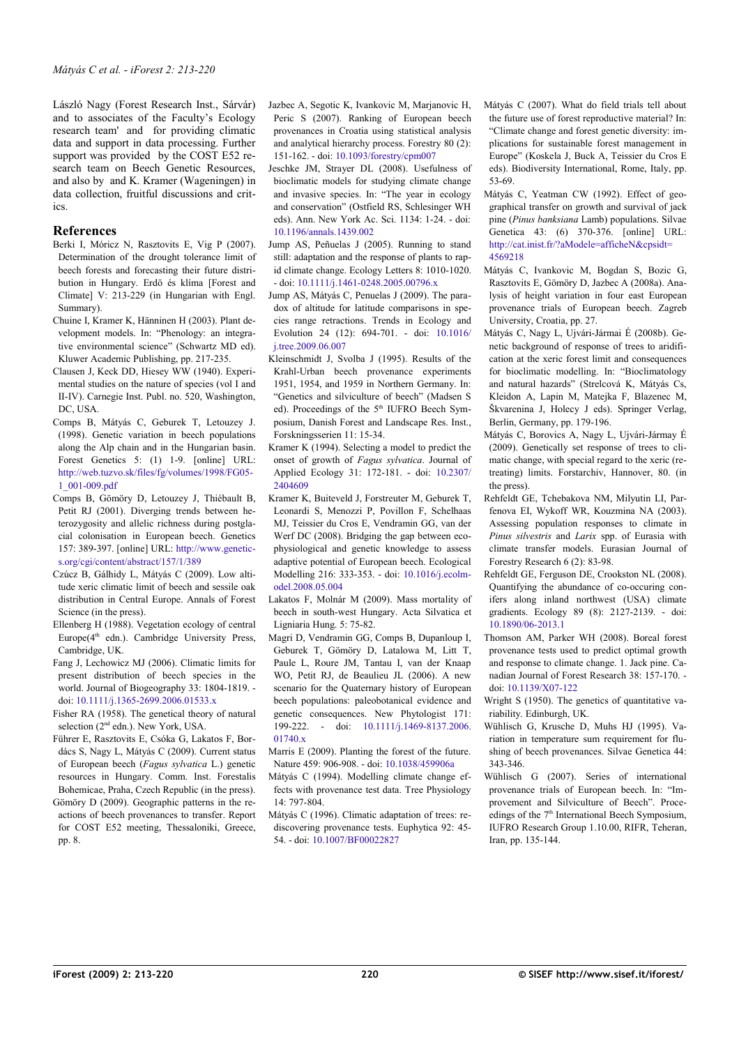László Nagy (Forest Research Inst., Sárvár) and to associates of the Faculty's Ecology research team' and for providing climatic data and support in data processing. Further support was provided by the COST E52 research team on Beech Genetic Resources, and also by and K. Kramer (Wageningen) in data collection, fruitful discussions and critics.

## References

Berki I, Móricz N, Rasztovits E, Vig P (2007). Determination of the drought tolerance limit of beech forests and forecasting their future distribution in Hungary. Erdö és klíma [Forest and Climate] V: 213-229 (in Hungarian with Engl. Summary).

Chuine I, Kramer K, Hänninen H (2003). Plant development models. In: "Phenology: an integrative environmental science" (Schwartz MD ed). Kluwer Academic Publishing, pp. 217-235.

Clausen J, Keck DD, Hiesey WW (1940). Experimental studies on the nature of species (vol I and II-IV). Carnegie Inst. Publ. no. 520, Washington, DC, USA.

Comps B, Mátyás C, Geburek T, Letouzey J. (1998). Genetic variation in beech populations along the Alp chain and in the Hungarian basin. Forest Genetics 5: (1) 1-9. [online] URL: http://web.tuzvo.sk/files/fg/volumes/1998/FG05-1_001-009.pdf

Comps B, Gömöry D, Letouzey J, Thiébault B, Petit RJ (2001). Diverging trends between heterozygosity and allelic richness during postglacial colonisation in European beech. Genetics 157: 389-397. [online] URL: http://www.genetics.org/cgi/content/abstract/157/1/389

Czúcz B, Gálhidy L, Mátyás C (2009). Low altitude xeric climatic limit of beech and sessile oak distribution in Central Europe. Annals of Forest Science (in the press).

Ellenberg H (1988). Vegetation ecology of central Europe(4th edn.). Cambridge University Press, Cambridge, UK.

Fang J, Lechowicz MJ (2006). Climatic limits for present distribution of beech species in the world. Journal of Biogeography 33: 1804-1819. - doi: 10.1111/j.1365-2699.2006.01533.x

Fisher RA (1958). The genetical theory of natural selection (2nd edn.). New York, USA.

Führer E, Rasztovits E, Csóka G, Lakatos F, Bordács S, Nagy L, Mátyás C (2009). Current status of European beech (*Fagus sylvatica* L.) genetic resources in Hungary. Comm. Inst. Forestalis Bohemicae, Praha, Czech Republic (in the press).

Gömöry D (2009). Geographic patterns in the reactions of beech provenances to transfer. Report for COST E52 meeting, Thessaloniki, Greece, pp. 8.

Jazbec A, Segotic K, Ivankovic M, Marjanovic H, Peric S (2007). Ranking of European beech provenances in Croatia using statistical analysis and analytical hierarchy process. Forestry 80 (2): 151-162. - doi: 10.1093/forestry/cpm007

Jeschke JM, Strayer DL (2008). Usefulness of bioclimatic models for studying climate change and invasive species. In: "The year in ecology and conservation" (Ostfield RS, Schlesinger WH eds). Ann. New York Ac. Sci. 1134: 1-24. - doi: 10.1196/annals.1439.002

Jump AS, Peñuelas J (2005). Running to stand still: adaptation and the response of plants to rapid climate change. Ecology Letters 8: 1010-1020. - doi: 10.1111/j.1461-0248.2005.00796.x

Jump AS, Mátyás C, Penuelas J (2009). The paradox of altitude for latitude comparisons in species range retractions. Trends in Ecology and Evolution 24 (12): 694-701. - doi: 10.1016/j.tree.2009.06.007

Kleinschmidt J, Svolba J (1995). Results of the Krahl-Urban beech provenance experiments 1951, 1954, and 1959 in Northern Germany. In: "Genetics and silviculture of beech" (Madsen S ed). Proceedings of the 5th IUFRO Beech Symposium, Danish Forest and Landscape Res. Inst., Forskningsserien 11: 15-34.

Kramer K (1994). Selecting a model to predict the onset of growth of *Fagus sylvatica*. Journal of Applied Ecology 31: 172-181. - doi: 10.2307/2404609

Kramer K, Buiteveld J, Forstreuter M, Geburek T, Leonardi S, Menozzi P, Povillon F, Schelhaas MJ, Teissier du Cros E, Vendramin GG, van der Werf DC (2008). Bridging the gap between ecophysiological and genetic knowledge to assess adaptive potential of European beech. Ecological Modelling 216: 333-353. - doi: 10.1016/j.ecolmodel.2008.05.004

Lakatos F, Molnár M (2009). Mass mortality of beech in south-west Hungary. Acta Silvatica et Ligniaria Hung. 5: 75-82.

Magri D, Vendramin GG, Comps B, Dupanloup I, Geburek T, Gömöry D, Latalowa M, Litt T, Paule L, Roure JM, Tantau I, van der Knaap WO, Petit RJ, de Beaulieu JL (2006). A new scenario for the Quaternary history of European beech populations: paleobotanical evidence and genetic consequences. New Phytologist 171: 199-222. - doi: 10.1111/j.1469-8137.2006.01740.x

Marris E (2009). Planting the forest of the future. Nature 459: 906-908. - doi: 10.1038/459906a

Mátyás C (1994). Modelling climate change effects with provenance test data. Tree Physiology 14: 797-804.

Mátyás C (1996). Climatic adaptation of trees: rediscovering provenance tests. Euphytica 92: 45-54. - doi: 10.1007/BF00022827

Mátyás C (2007). What do field trials tell about the future use of forest reproductive material? In: "Climate change and forest genetic diversity: implications for sustainable forest management in Europe" (Koskela J, Buck A, Teissier du Cros E eds). Biodiversity International, Rome, Italy, pp. 53-69.

Mátyás C, Yeatman CW (1992). Effect of geographical transfer on growth and survival of jack pine (*Pinus banksiana* Lamb) populations. Silvae Genetica 43: (6) 370-376. [online] URL: http://cat.inist.fr/?aModele=afficheN&cpsidt=4569218

Mátyás C, Ivankovic M, Bogdan S, Bozic G, Rasztovits E, Gömöry D, Jazbec A (2008a). Analysis of height variation in four east European provenance trials of European beech. Zagreb University, Croatia, pp. 27.

Mátyás C, Nagy L, Ujvári-Jármai É (2008b). Genetic background of response of trees to aridification at the xeric forest limit and consequences for bioclimatic modelling. In: "Bioclimatology and natural hazards" (Strelcová K, Mátyás Cs, Kleidon A, Lapin M, Matejka F, Blazenec M, Škvarenina J, Holecy J eds). Springer Verlag, Berlin, Germany, pp. 179-196.

Mátyás C, Borovics A, Nagy L, Ujvári-Jármay É (2009). Genetically set response of trees to climatic change, with special regard to the xeric (retreating) limits. Forstarchiv, Hannover, 80. (in the press).

Rehfeldt GE, Tchebakova NM, Milyutin LI, Parfenova EI, Wykoff WR, Kouzmina NA (2003). Assessing population responses to climate in *Pinus silvestris* and *Larix* spp. of Eurasia with climate transfer models. Eurasian Journal of Forestry Research 6 (2): 83-98.

Rehfeldt GE, Ferguson DE, Crookston NL (2008). Quantifying the abundance of co-occuring conifers along inland northwest (USA) climate gradients. Ecology 89 (8): 2127-2139. - doi: 10.1890/06-2013.1

Thomson AM, Parker WH (2008). Boreal forest provenance tests used to predict optimal growth and response to climate change. 1. Jack pine. Canadian Journal of Forest Research 38: 157-170. - doi: 10.1139/X07-122

Wright S (1950). The genetics of quantitative variability. Edinburgh, UK.

Wühlisch G, Krusche D, Muhs HJ (1995). Variation in temperature sum requirement for flushing of beech provenances. Silvae Genetica 44: 343-346.

Wühlisch G (2007). Series of international provenance trials of European beech. In: "Improvement and Silviculture of Beech". Proceedings of the 7th International Beech Symposium, IUFRO Research Group 1.10.00, RIFR, Teheran, Iran, pp. 135-144.